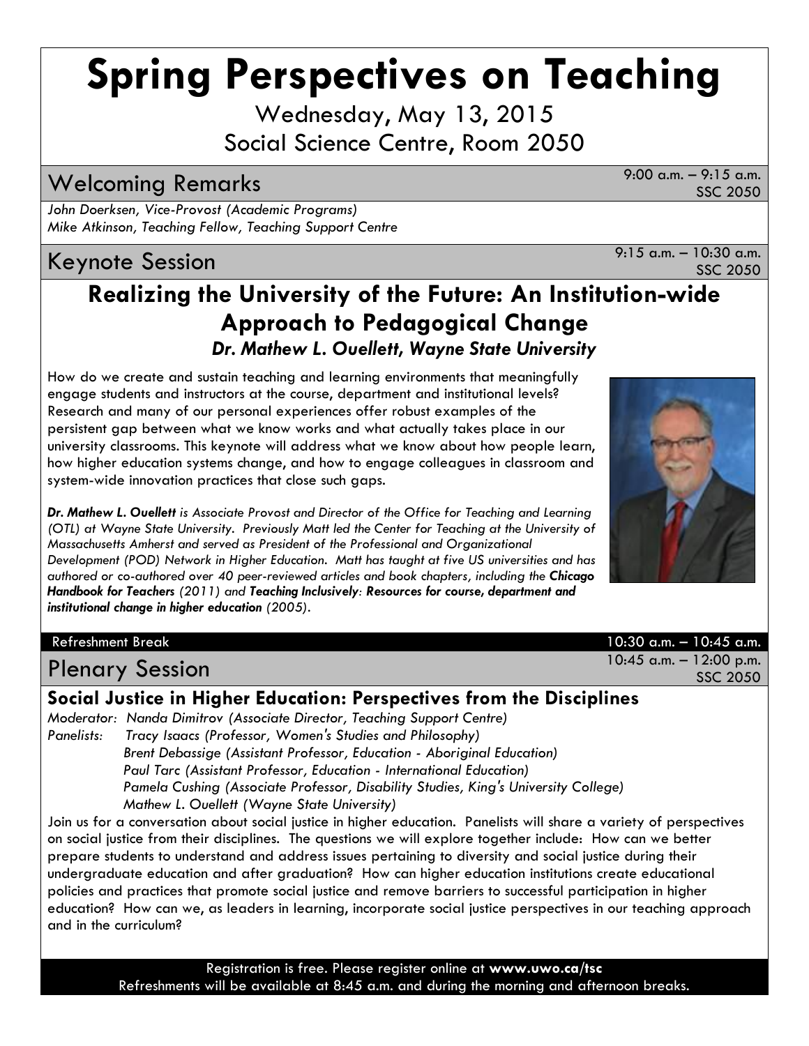# Spring Perspectives on Teaching

Wednesday, May 13, 2015

Social Science Centre, Room 2050

## Welcoming Remarks

9:00 a.m. – 9:15 a.m.
SSC 2050

*John Doerksen, Vice-Provost (Academic Programs)*
*Mike Atkinson, Teaching Fellow, Teaching Support Centre*

## Keynote Session

9:15 a.m. – 10:30 a.m.
SSC 2050

### Realizing the University of the Future: An Institution-wide Approach to Pedagogical Change

***Dr. Mathew L. Ouellett, Wayne State University***

How do we create and sustain teaching and learning environments that meaningfully engage students and instructors at the course, department and institutional levels? Research and many of our personal experiences offer robust examples of the persistent gap between what we know works and what actually takes place in our university classrooms. This keynote will address what we know about how people learn, how higher education systems change, and how to engage colleagues in classroom and system-wide innovation practices that close such gaps.

***Dr. Mathew L. Ouellett** is Associate Provost and Director of the Office for Teaching and Learning (OTL) at Wayne State University. Previously Matt led the Center for Teaching at the University of Massachusetts Amherst and served as President of the Professional and Organizational Development (POD) Network in Higher Education. Matt has taught at five US universities and has authored or co-authored over 40 peer-reviewed articles and book chapters, including the **Chicago Handbook for Teachers** (2011) and **Teaching Inclusively: Resources for course, department and institutional change in higher education** (2005).*

Refreshment Break — 10:30 a.m. – 10:45 a.m.

## Plenary Session

10:45 a.m. – 12:00 p.m.
SSC 2050

### Social Justice in Higher Education: Perspectives from the Disciplines

*Moderator: Nanda Dimitrov (Associate Director, Teaching Support Centre)*

*Panelists: Tracy Isaacs (Professor, Women's Studies and Philosophy)*
*Brent Debassige (Assistant Professor, Education - Aboriginal Education)*
*Paul Tarc (Assistant Professor, Education - International Education)*
*Pamela Cushing (Associate Professor, Disability Studies, King's University College)*
*Mathew L. Ouellett (Wayne State University)*

Join us for a conversation about social justice in higher education. Panelists will share a variety of perspectives on social justice from their disciplines. The questions we will explore together include: How can we better prepare students to understand and address issues pertaining to diversity and social justice during their undergraduate education and after graduation? How can higher education institutions create educational policies and practices that promote social justice and remove barriers to successful participation in higher education? How can we, as leaders in learning, incorporate social justice perspectives in our teaching approach and in the curriculum?

Registration is free. Please register online at **www.uwo.ca/tsc**
Refreshments will be available at 8:45 a.m. and during the morning and afternoon breaks.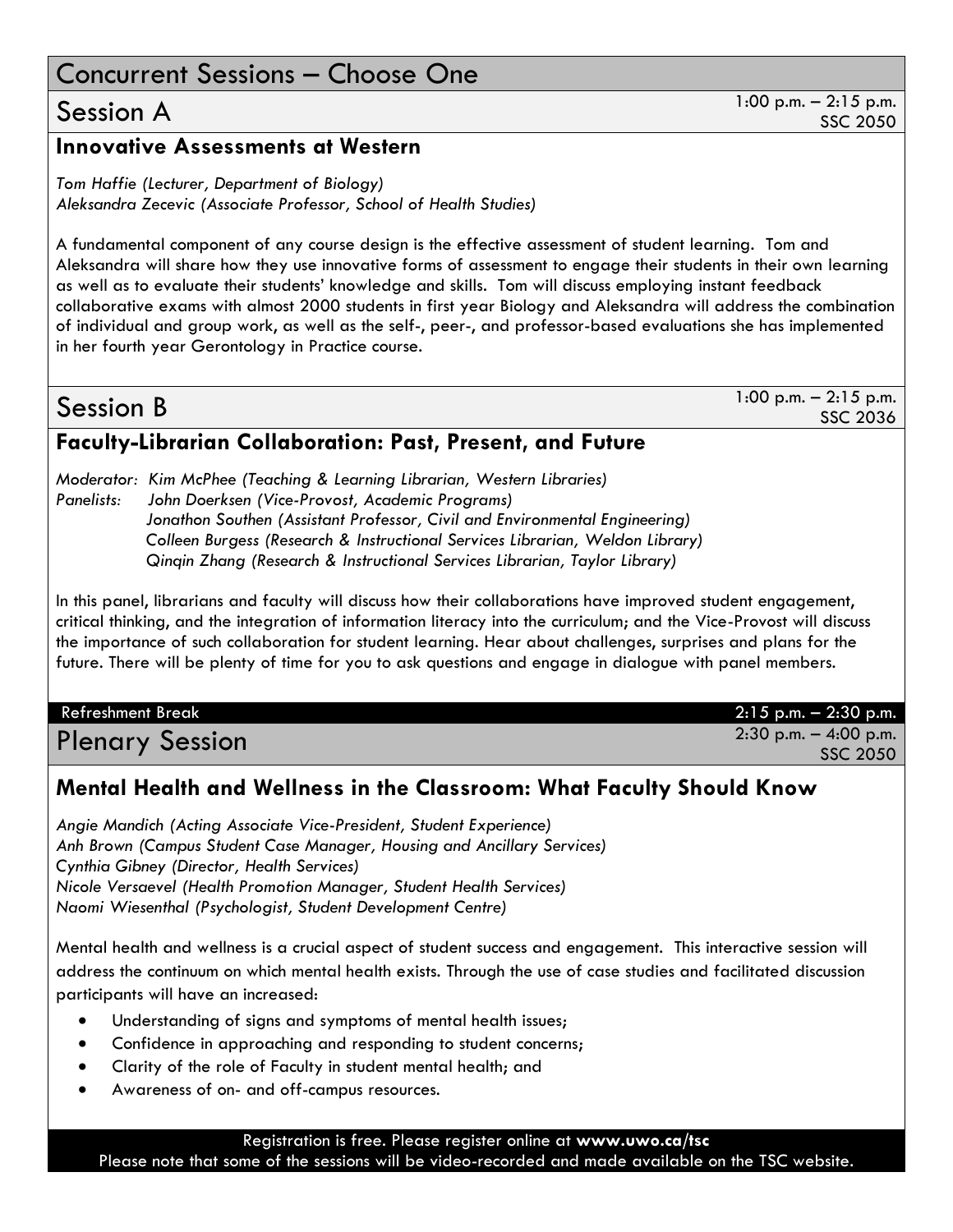# Concurrent Sessions – Choose One

## Session A

1:00 p.m. – 2:15 p.m.
SSC 2050

### Innovative Assessments at Western

*Tom Haffie (Lecturer, Department of Biology)*
*Aleksandra Zecevic (Associate Professor, School of Health Studies)*

A fundamental component of any course design is the effective assessment of student learning. Tom and Aleksandra will share how they use innovative forms of assessment to engage their students in their own learning as well as to evaluate their students' knowledge and skills. Tom will discuss employing instant feedback collaborative exams with almost 2000 students in first year Biology and Aleksandra will address the combination of individual and group work, as well as the self-, peer-, and professor-based evaluations she has implemented in her fourth year Gerontology in Practice course.

## Session B

1:00 p.m. – 2:15 p.m.
SSC 2036

### Faculty-Librarian Collaboration: Past, Present, and Future

*Moderator: Kim McPhee (Teaching & Learning Librarian, Western Libraries)*
*Panelists: John Doerksen (Vice-Provost, Academic Programs)*
*Jonathon Southen (Assistant Professor, Civil and Environmental Engineering)*
*Colleen Burgess (Research & Instructional Services Librarian, Weldon Library)*
*Qinqin Zhang (Research & Instructional Services Librarian, Taylor Library)*

In this panel, librarians and faculty will discuss how their collaborations have improved student engagement, critical thinking, and the integration of information literacy into the curriculum; and the Vice-Provost will discuss the importance of such collaboration for student learning. Hear about challenges, surprises and plans for the future. There will be plenty of time for you to ask questions and engage in dialogue with panel members.

Refreshment Break 2:15 p.m. – 2:30 p.m.

## Plenary Session

2:30 p.m. – 4:00 p.m.
SSC 2050

### Mental Health and Wellness in the Classroom: What Faculty Should Know

*Angie Mandich (Acting Associate Vice-President, Student Experience)*
*Anh Brown (Campus Student Case Manager, Housing and Ancillary Services)*
*Cynthia Gibney (Director, Health Services)*
*Nicole Versaevel (Health Promotion Manager, Student Health Services)*
*Naomi Wiesenthal (Psychologist, Student Development Centre)*

Mental health and wellness is a crucial aspect of student success and engagement. This interactive session will address the continuum on which mental health exists. Through the use of case studies and facilitated discussion participants will have an increased:

- Understanding of signs and symptoms of mental health issues;
- Confidence in approaching and responding to student concerns;
- Clarity of the role of Faculty in student mental health; and
- Awareness of on- and off-campus resources.

Registration is free. Please register online at **www.uwo.ca/tsc**
Please note that some of the sessions will be video-recorded and made available on the TSC website.